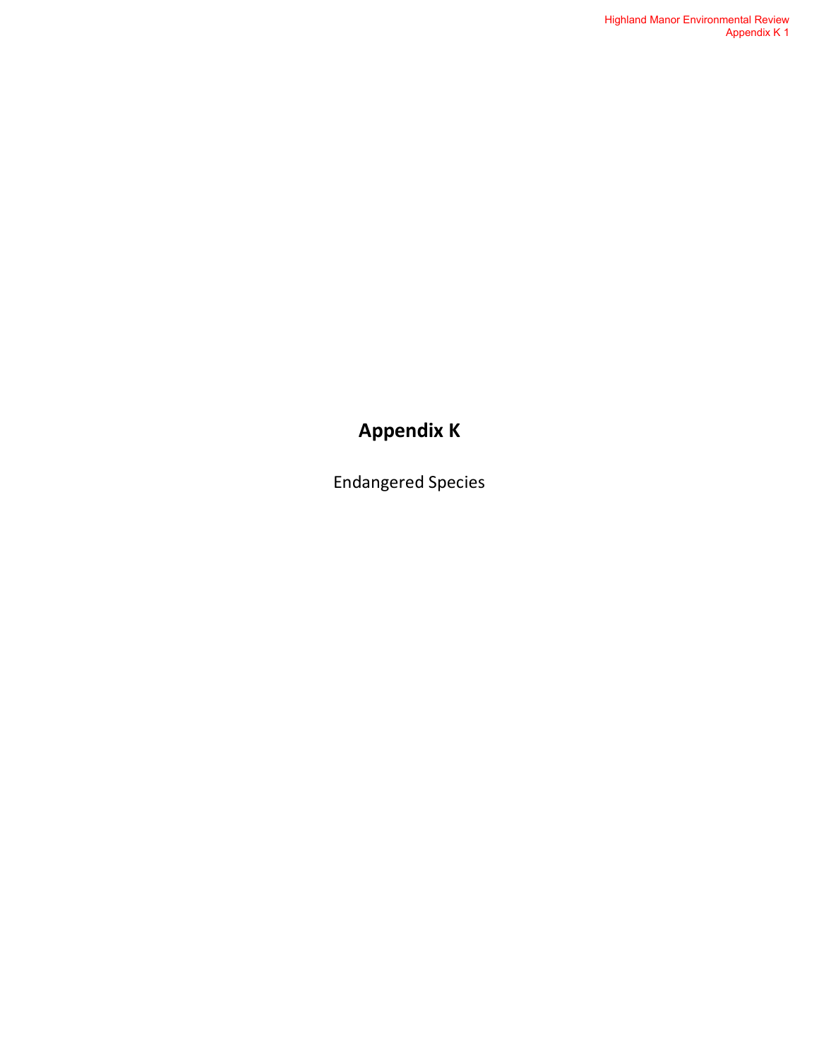# Appendix K

Endangered Species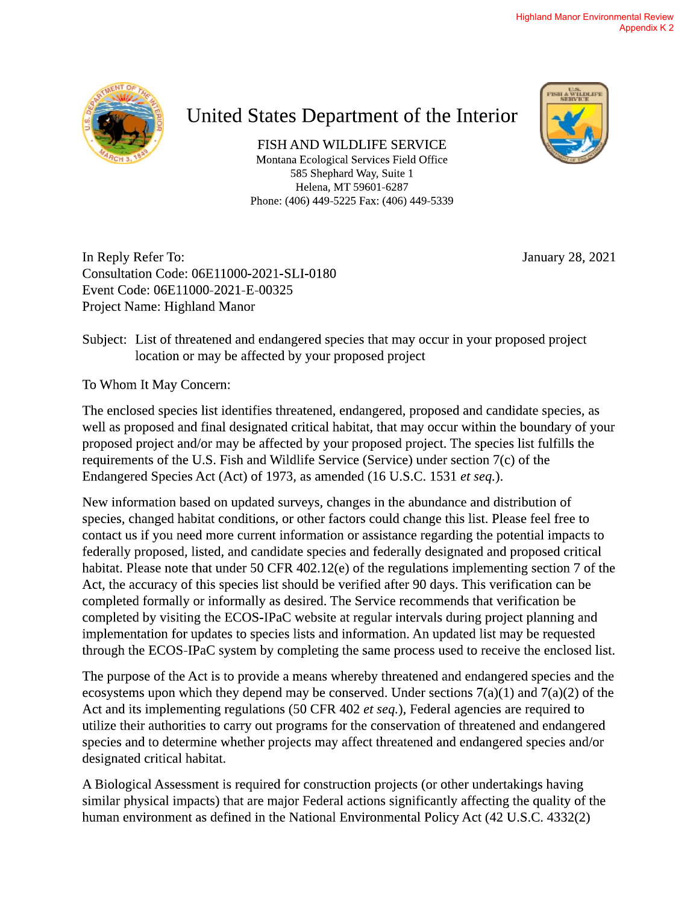# United States Department of the Interior

## FISH AND WILDLIFE SERVICE

Montana Ecological Services Field Office
585 Shephard Way, Suite 1
Helena, MT 59601-6287
Phone: (406) 449-5225 Fax: (406) 449-5339

In Reply Refer To:
Consultation Code: 06E11000-2021-SLI-0180
Event Code: 06E11000-2021-E-00325
Project Name: Highland Manor

January 28, 2021

Subject: List of threatened and endangered species that may occur in your proposed project location or may be affected by your proposed project

To Whom It May Concern:

The enclosed species list identifies threatened, endangered, proposed and candidate species, as well as proposed and final designated critical habitat, that may occur within the boundary of your proposed project and/or may be affected by your proposed project. The species list fulfills the requirements of the U.S. Fish and Wildlife Service (Service) under section 7(c) of the Endangered Species Act (Act) of 1973, as amended (16 U.S.C. 1531 *et seq.*).

New information based on updated surveys, changes in the abundance and distribution of species, changed habitat conditions, or other factors could change this list. Please feel free to contact us if you need more current information or assistance regarding the potential impacts to federally proposed, listed, and candidate species and federally designated and proposed critical habitat. Please note that under 50 CFR 402.12(e) of the regulations implementing section 7 of the Act, the accuracy of this species list should be verified after 90 days. This verification can be completed formally or informally as desired. The Service recommends that verification be completed by visiting the ECOS-IPaC website at regular intervals during project planning and implementation for updates to species lists and information. An updated list may be requested through the ECOS-IPaC system by completing the same process used to receive the enclosed list.

The purpose of the Act is to provide a means whereby threatened and endangered species and the ecosystems upon which they depend may be conserved. Under sections 7(a)(1) and 7(a)(2) of the Act and its implementing regulations (50 CFR 402 *et seq.*), Federal agencies are required to utilize their authorities to carry out programs for the conservation of threatened and endangered species and to determine whether projects may affect threatened and endangered species and/or designated critical habitat.

A Biological Assessment is required for construction projects (or other undertakings having similar physical impacts) that are major Federal actions significantly affecting the quality of the human environment as defined in the National Environmental Policy Act (42 U.S.C. 4332(2)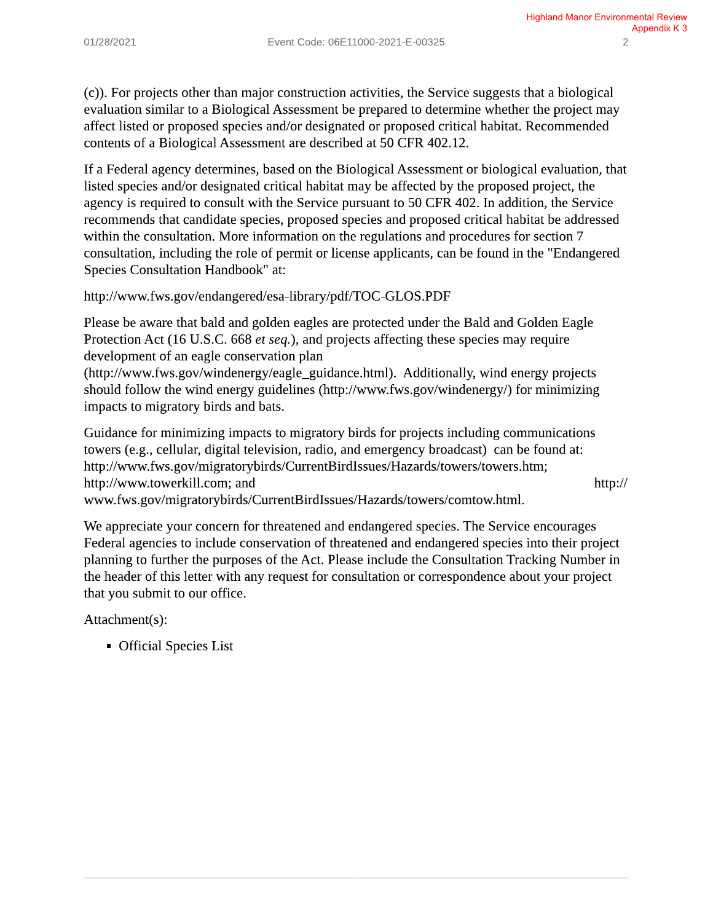(c)). For projects other than major construction activities, the Service suggests that a biological evaluation similar to a Biological Assessment be prepared to determine whether the project may affect listed or proposed species and/or designated or proposed critical habitat. Recommended contents of a Biological Assessment are described at 50 CFR 402.12.

If a Federal agency determines, based on the Biological Assessment or biological evaluation, that listed species and/or designated critical habitat may be affected by the proposed project, the agency is required to consult with the Service pursuant to 50 CFR 402. In addition, the Service recommends that candidate species, proposed species and proposed critical habitat be addressed within the consultation. More information on the regulations and procedures for section 7 consultation, including the role of permit or license applicants, can be found in the "Endangered Species Consultation Handbook" at:

http://www.fws.gov/endangered/esa-library/pdf/TOC-GLOS.PDF

Please be aware that bald and golden eagles are protected under the Bald and Golden Eagle Protection Act (16 U.S.C. 668 *et seq.*), and projects affecting these species may require development of an eagle conservation plan (http://www.fws.gov/windenergy/eagle_guidance.html). Additionally, wind energy projects should follow the wind energy guidelines (http://www.fws.gov/windenergy/) for minimizing impacts to migratory birds and bats.

Guidance for minimizing impacts to migratory birds for projects including communications towers (e.g., cellular, digital television, radio, and emergency broadcast) can be found at: http://www.fws.gov/migratorybirds/CurrentBirdIssues/Hazards/towers/towers.htm; http://www.towerkill.com; and http://www.fws.gov/migratorybirds/CurrentBirdIssues/Hazards/towers/comtow.html.

We appreciate your concern for threatened and endangered species. The Service encourages Federal agencies to include conservation of threatened and endangered species into their project planning to further the purposes of the Act. Please include the Consultation Tracking Number in the header of this letter with any request for consultation or correspondence about your project that you submit to our office.

Attachment(s):

- Official Species List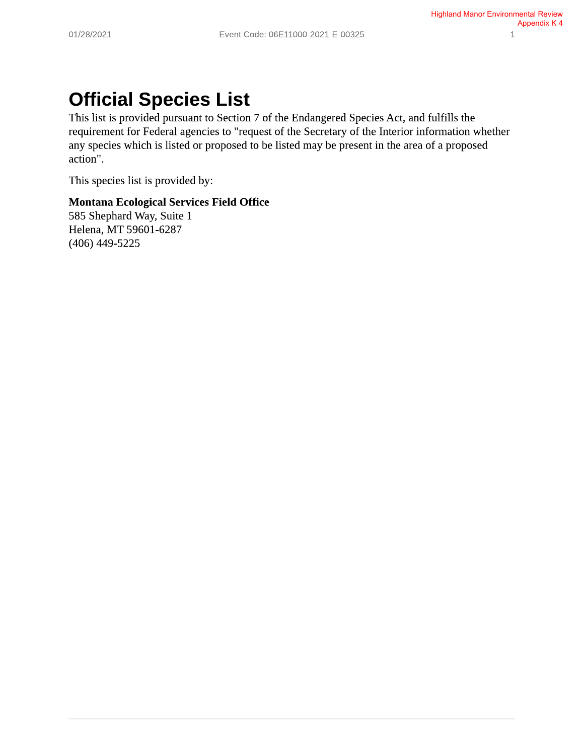# Official Species List

This list is provided pursuant to Section 7 of the Endangered Species Act, and fulfills the requirement for Federal agencies to "request of the Secretary of the Interior information whether any species which is listed or proposed to be listed may be present in the area of a proposed action".

This species list is provided by:

**Montana Ecological Services Field Office**
585 Shephard Way, Suite 1
Helena, MT 59601-6287
(406) 449-5225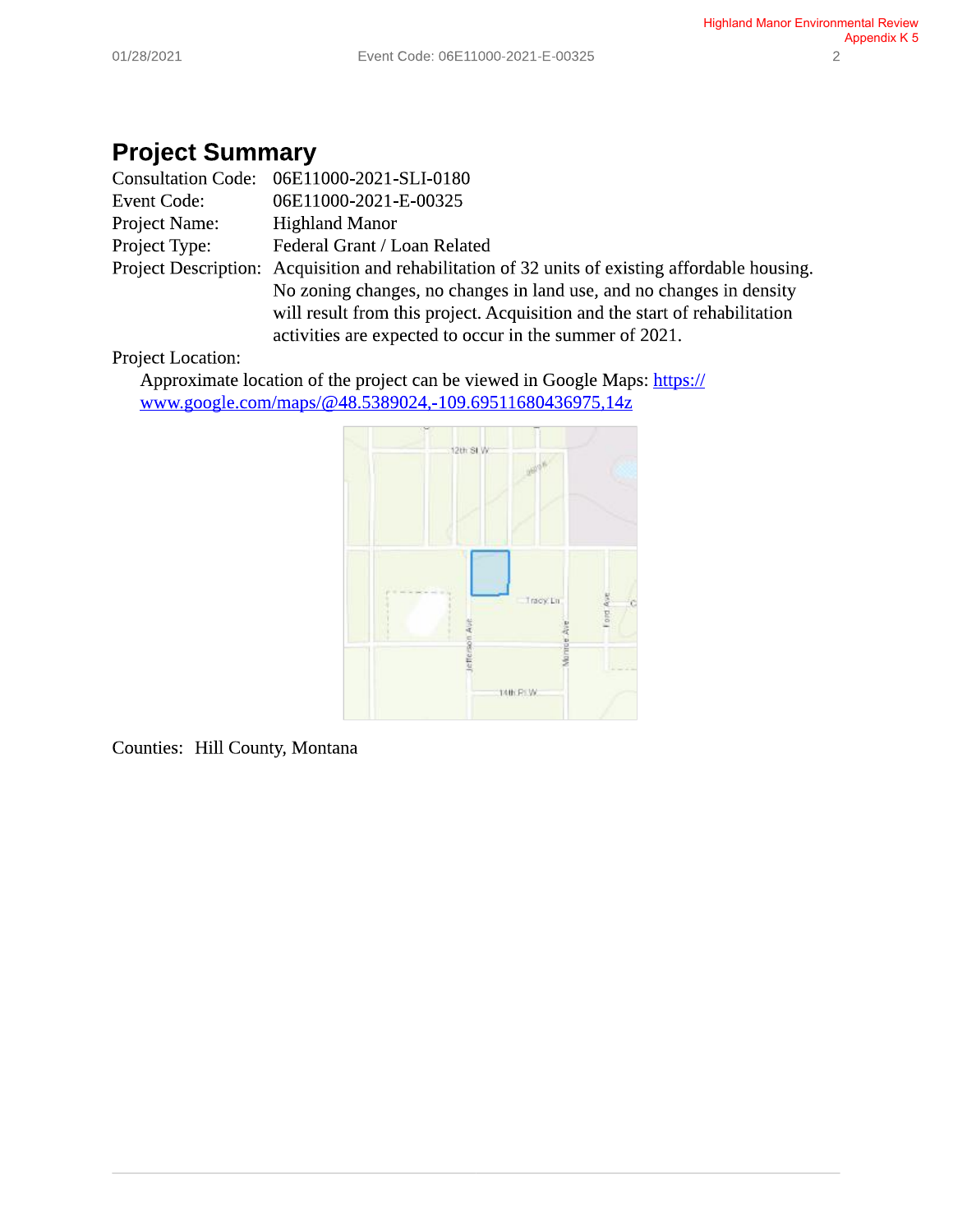# Project Summary

Consultation Code: 06E11000-2021-SLI-0180

Event Code: 06E11000-2021-E-00325

Project Name: Highland Manor

Project Type: Federal Grant / Loan Related

Project Description: Acquisition and rehabilitation of 32 units of existing affordable housing. No zoning changes, no changes in land use, and no changes in density will result from this project. Acquisition and the start of rehabilitation activities are expected to occur in the summer of 2021.

Project Location:

Approximate location of the project can be viewed in Google Maps: [https://www.google.com/maps/@48.5389024,-109.69511680436975,14z](https://www.google.com/maps/@48.5389024,-109.69511680436975,14z)

Counties: Hill County, Montana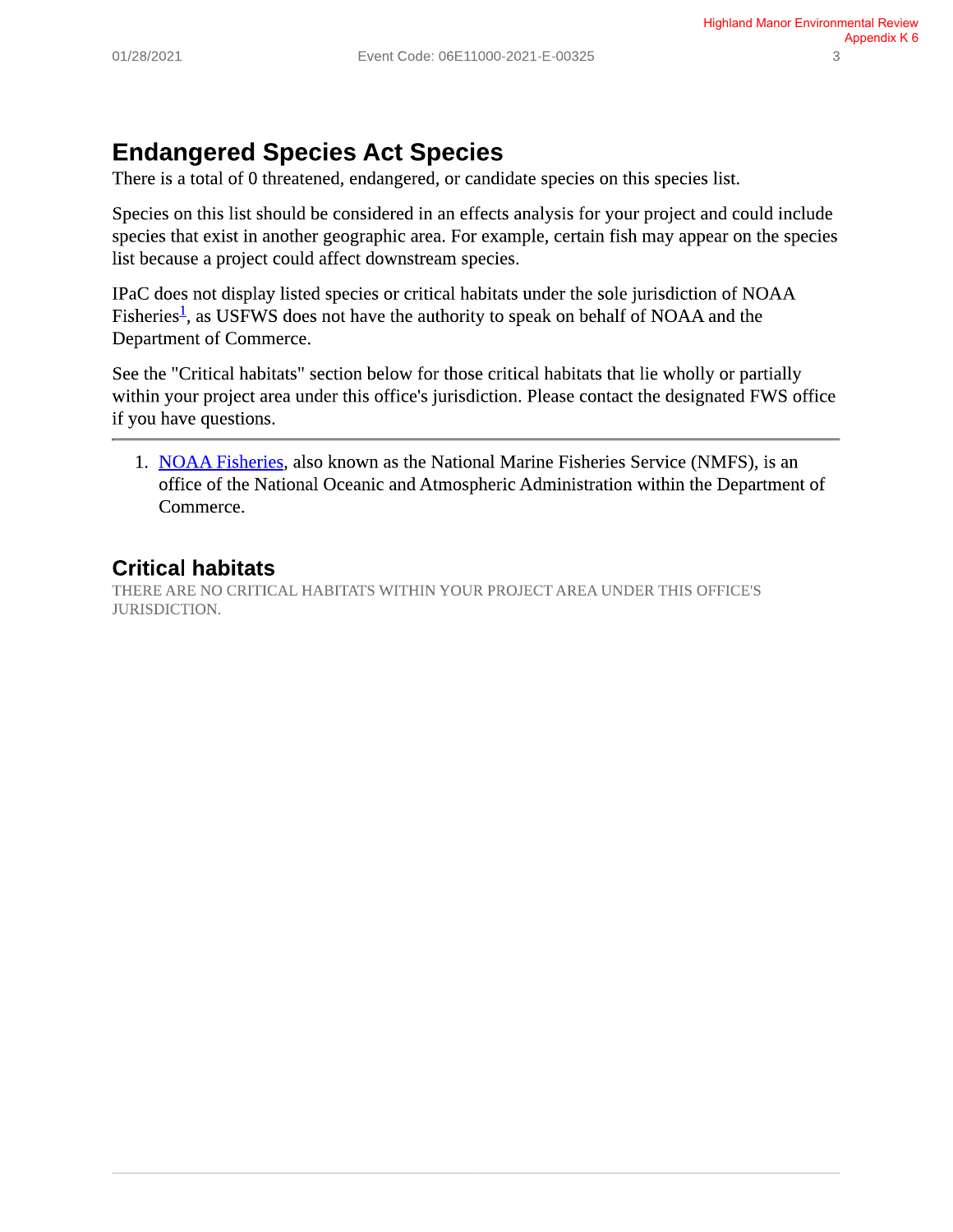## Endangered Species Act Species

There is a total of 0 threatened, endangered, or candidate species on this species list.

Species on this list should be considered in an effects analysis for your project and could include species that exist in another geographic area. For example, certain fish may appear on the species list because a project could affect downstream species.

IPaC does not display listed species or critical habitats under the sole jurisdiction of NOAA Fisheries[1], as USFWS does not have the authority to speak on behalf of NOAA and the Department of Commerce.

See the "Critical habitats" section below for those critical habitats that lie wholly or partially within your project area under this office's jurisdiction. Please contact the designated FWS office if you have questions.

---

1. NOAA Fisheries, also known as the National Marine Fisheries Service (NMFS), is an office of the National Oceanic and Atmospheric Administration within the Department of Commerce.

## Critical habitats

THERE ARE NO CRITICAL HABITATS WITHIN YOUR PROJECT AREA UNDER THIS OFFICE'S JURISDICTION.